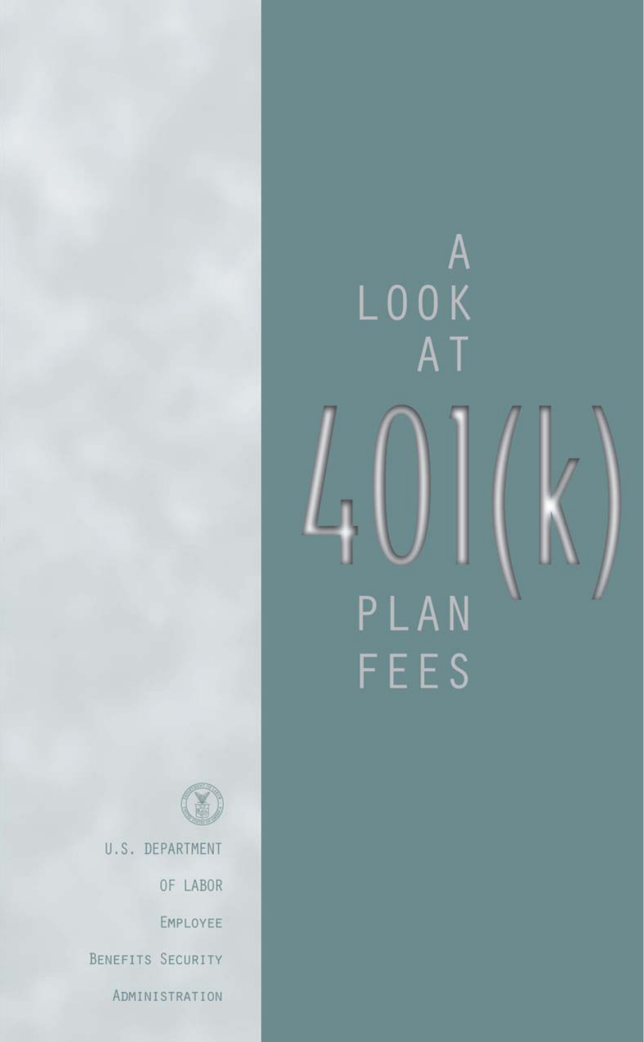# A Look at 401(k) Plan Fees

U.S. Department of Labor

Employee Benefits Security Administration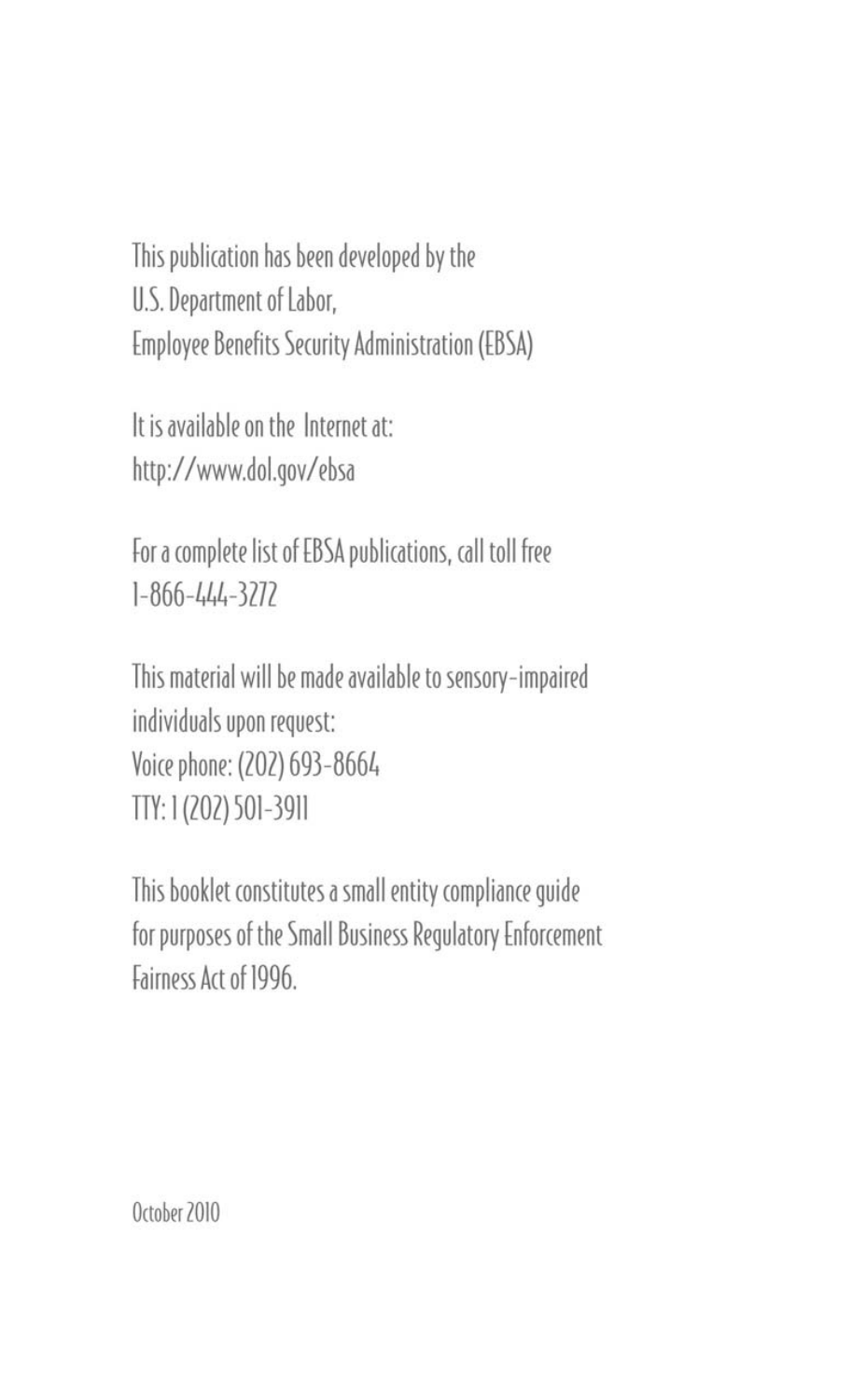This publication has been developed by the
U.S. Department of Labor,
Employee Benefits Security Administration (EBSA)

It is available on the Internet at:
http://www.dol.gov/ebsa

For a complete list of EBSA publications, call toll free
1-866-444-3272

This material will be made available to sensory-impaired individuals upon request:
Voice phone: (202) 693-8664
TTY: 1 (202) 501-3911

This booklet constitutes a small entity compliance guide for purposes of the Small Business Regulatory Enforcement Fairness Act of 1996.

October 2010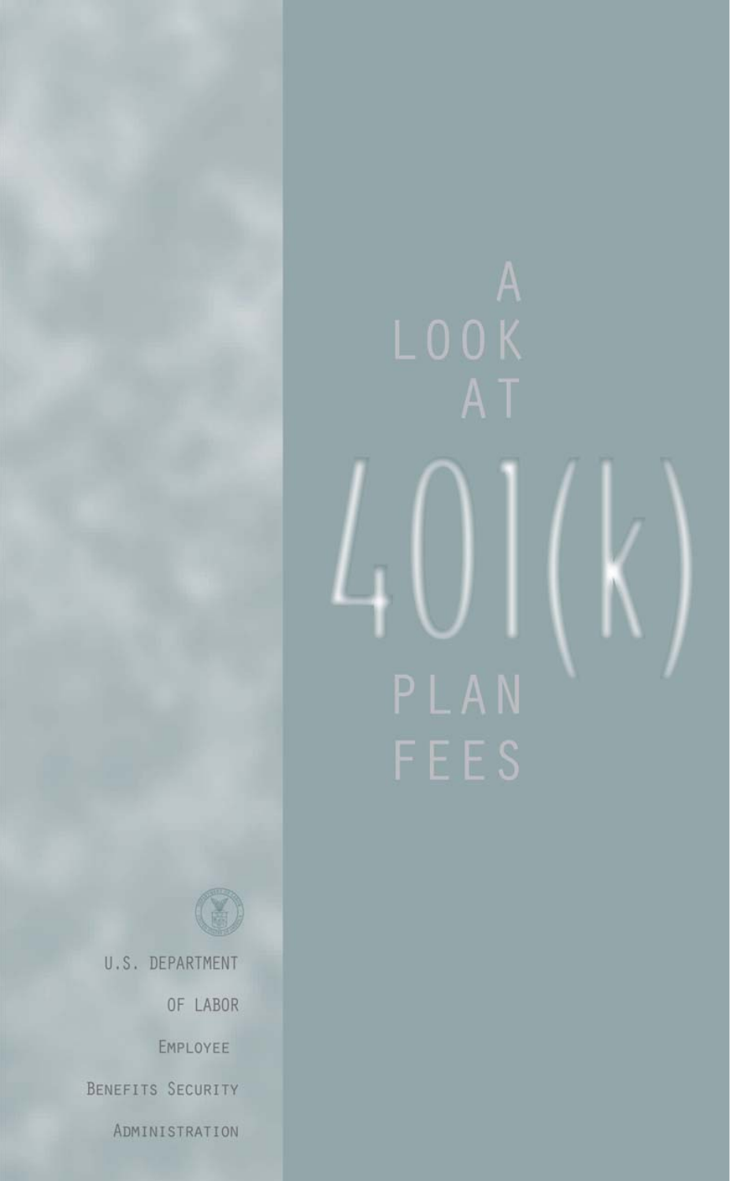# A LOOK AT 401(k) PLAN FEES

U.S. DEPARTMENT OF LABOR

EMPLOYEE BENEFITS SECURITY ADMINISTRATION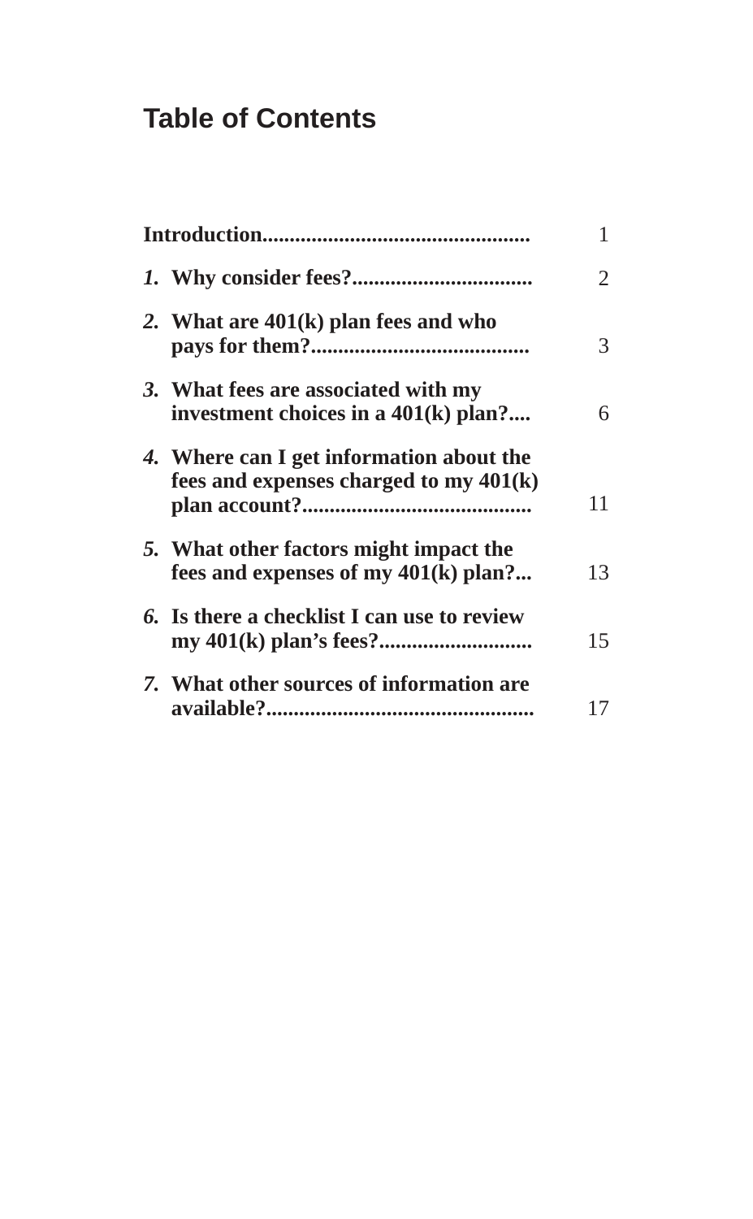# Table of Contents

| | |
|---|---|
| **Introduction** | 1 |
| ***1.*** **Why consider fees?** | 2 |
| ***2.*** **What are 401(k) plan fees and who pays for them?** | 3 |
| ***3.*** **What fees are associated with my investment choices in a 401(k) plan?** | 6 |
| ***4.*** **Where can I get information about the fees and expenses charged to my 401(k) plan account?** | 11 |
| ***5.*** **What other factors might impact the fees and expenses of my 401(k) plan?** | 13 |
| ***6.*** **Is there a checklist I can use to review my 401(k) plan's fees?** | 15 |
| ***7.*** **What other sources of information are available?** | 17 |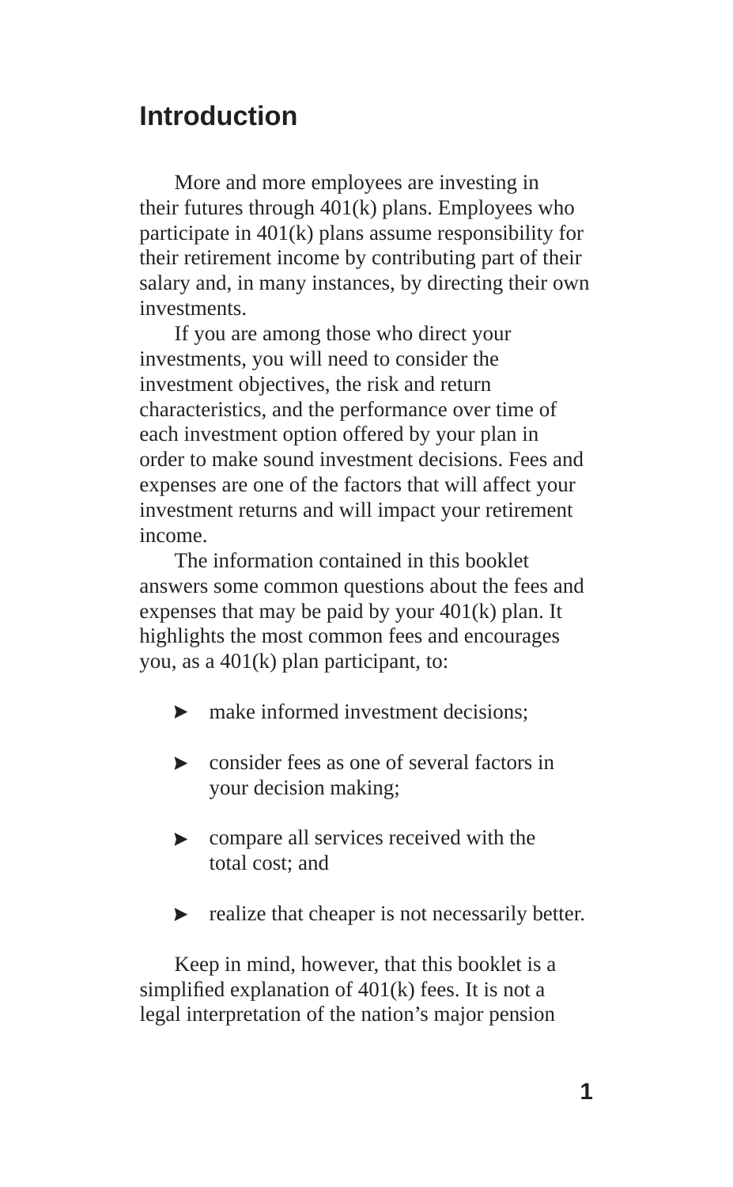## Introduction

More and more employees are investing in their futures through 401(k) plans. Employees who participate in 401(k) plans assume responsibility for their retirement income by contributing part of their salary and, in many instances, by directing their own investments.

If you are among those who direct your investments, you will need to consider the investment objectives, the risk and return characteristics, and the performance over time of each investment option offered by your plan in order to make sound investment decisions. Fees and expenses are one of the factors that will affect your investment returns and will impact your retirement income.

The information contained in this booklet answers some common questions about the fees and expenses that may be paid by your 401(k) plan. It highlights the most common fees and encourages you, as a 401(k) plan participant, to:

- make informed investment decisions;
- consider fees as one of several factors in your decision making;
- compare all services received with the total cost; and
- realize that cheaper is not necessarily better.

Keep in mind, however, that this booklet is a simplified explanation of 401(k) fees. It is not a legal interpretation of the nation's major pension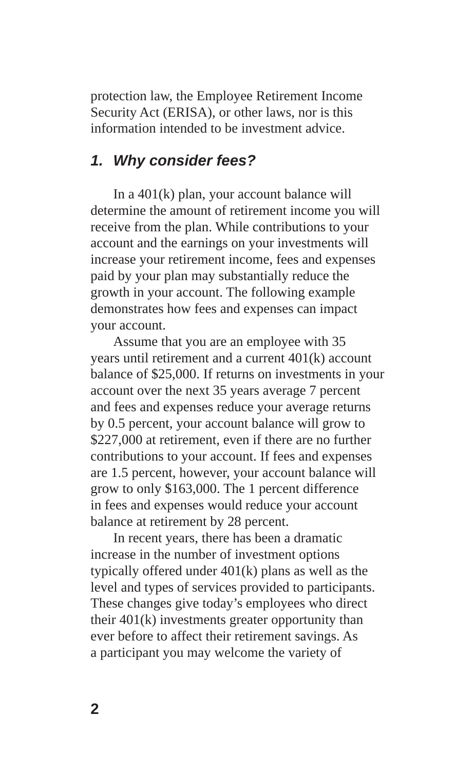protection law, the Employee Retirement Income Security Act (ERISA), or other laws, nor is this information intended to be investment advice.

## *1. Why consider fees?*

In a 401(k) plan, your account balance will determine the amount of retirement income you will receive from the plan. While contributions to your account and the earnings on your investments will increase your retirement income, fees and expenses paid by your plan may substantially reduce the growth in your account. The following example demonstrates how fees and expenses can impact your account.

Assume that you are an employee with 35 years until retirement and a current 401(k) account balance of $25,000. If returns on investments in your account over the next 35 years average 7 percent and fees and expenses reduce your average returns by 0.5 percent, your account balance will grow to $227,000 at retirement, even if there are no further contributions to your account. If fees and expenses are 1.5 percent, however, your account balance will grow to only $163,000. The 1 percent difference in fees and expenses would reduce your account balance at retirement by 28 percent.

In recent years, there has been a dramatic increase in the number of investment options typically offered under 401(k) plans as well as the level and types of services provided to participants. These changes give today's employees who direct their 401(k) investments greater opportunity than ever before to affect their retirement savings. As a participant you may welcome the variety of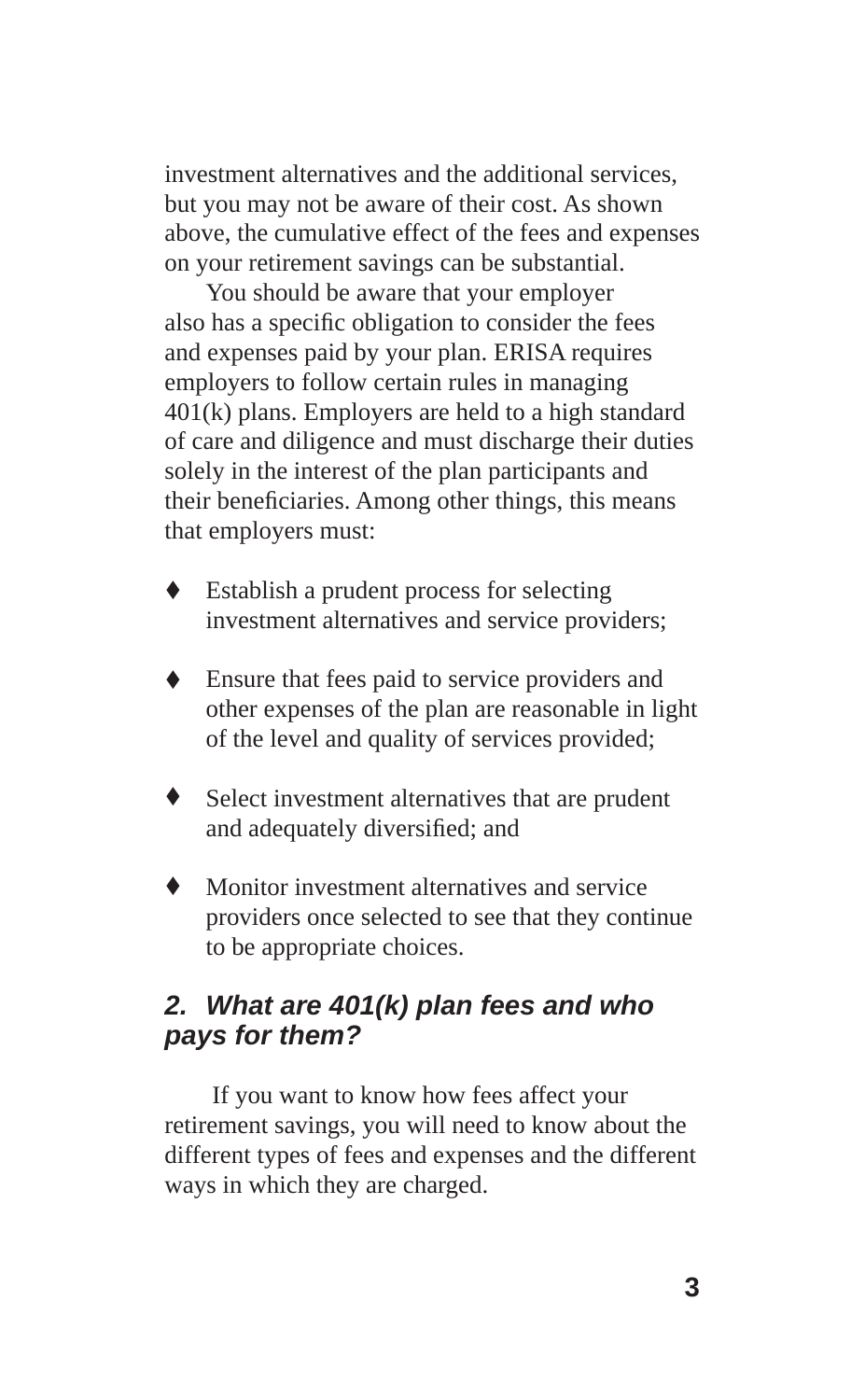investment alternatives and the additional services, but you may not be aware of their cost. As shown above, the cumulative effect of the fees and expenses on your retirement savings can be substantial.

You should be aware that your employer also has a specific obligation to consider the fees and expenses paid by your plan. ERISA requires employers to follow certain rules in managing 401(k) plans. Employers are held to a high standard of care and diligence and must discharge their duties solely in the interest of the plan participants and their beneficiaries. Among other things, this means that employers must:

- Establish a prudent process for selecting investment alternatives and service providers;
- Ensure that fees paid to service providers and other expenses of the plan are reasonable in light of the level and quality of services provided;
- Select investment alternatives that are prudent and adequately diversified; and
- Monitor investment alternatives and service providers once selected to see that they continue to be appropriate choices.

## *2. What are 401(k) plan fees and who pays for them?*

If you want to know how fees affect your retirement savings, you will need to know about the different types of fees and expenses and the different ways in which they are charged.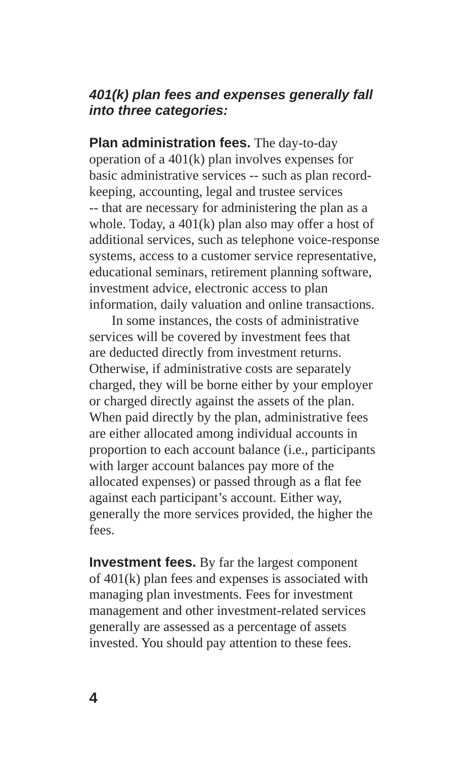***401(k) plan fees and expenses generally fall into three categories:***

**Plan administration fees.** The day-to-day operation of a 401(k) plan involves expenses for basic administrative services -- such as plan record-keeping, accounting, legal and trustee services -- that are necessary for administering the plan as a whole. Today, a 401(k) plan also may offer a host of additional services, such as telephone voice-response systems, access to a customer service representative, educational seminars, retirement planning software, investment advice, electronic access to plan information, daily valuation and online transactions.

In some instances, the costs of administrative services will be covered by investment fees that are deducted directly from investment returns. Otherwise, if administrative costs are separately charged, they will be borne either by your employer or charged directly against the assets of the plan. When paid directly by the plan, administrative fees are either allocated among individual accounts in proportion to each account balance (i.e., participants with larger account balances pay more of the allocated expenses) or passed through as a flat fee against each participant's account. Either way, generally the more services provided, the higher the fees.

**Investment fees.** By far the largest component of 401(k) plan fees and expenses is associated with managing plan investments. Fees for investment management and other investment-related services generally are assessed as a percentage of assets invested. You should pay attention to these fees.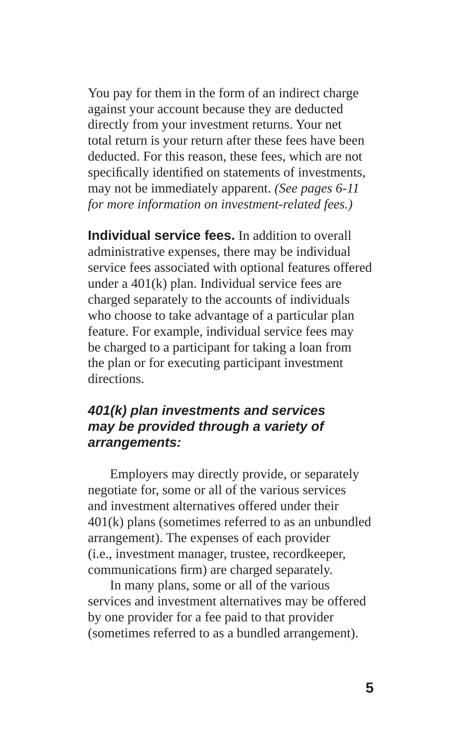You pay for them in the form of an indirect charge against your account because they are deducted directly from your investment returns. Your net total return is your return after these fees have been deducted. For this reason, these fees, which are not specifically identified on statements of investments, may not be immediately apparent. *(See pages 6-11 for more information on investment-related fees.)*

**Individual service fees.** In addition to overall administrative expenses, there may be individual service fees associated with optional features offered under a 401(k) plan. Individual service fees are charged separately to the accounts of individuals who choose to take advantage of a particular plan feature. For example, individual service fees may be charged to a participant for taking a loan from the plan or for executing participant investment directions.

### *401(k) plan investments and services may be provided through a variety of arrangements:*

Employers may directly provide, or separately negotiate for, some or all of the various services and investment alternatives offered under their 401(k) plans (sometimes referred to as an unbundled arrangement). The expenses of each provider (i.e., investment manager, trustee, recordkeeper, communications firm) are charged separately.

In many plans, some or all of the various services and investment alternatives may be offered by one provider for a fee paid to that provider (sometimes referred to as a bundled arrangement).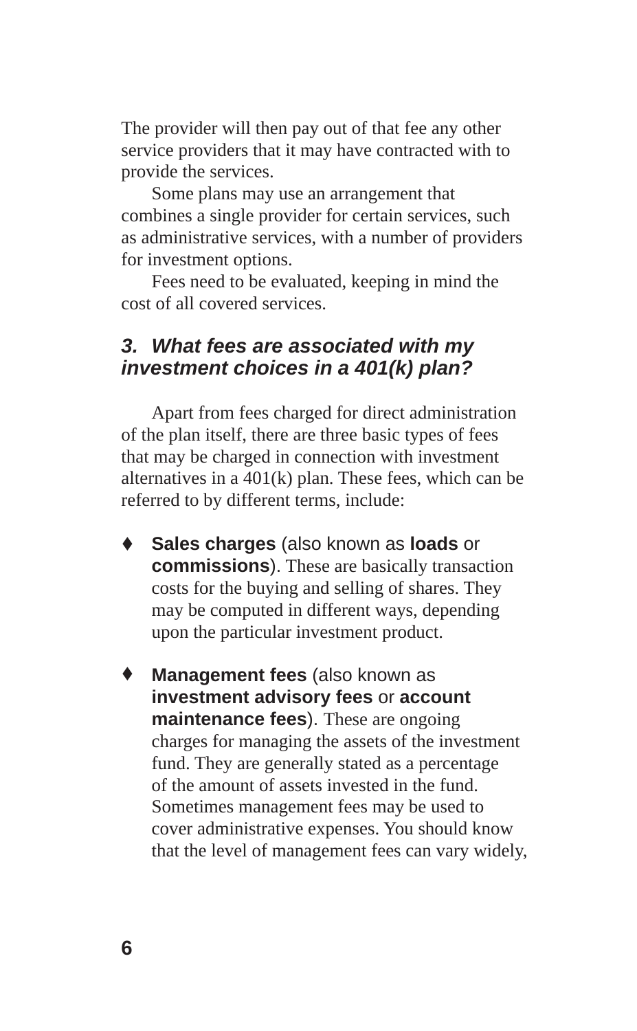The provider will then pay out of that fee any other service providers that it may have contracted with to provide the services.

Some plans may use an arrangement that combines a single provider for certain services, such as administrative services, with a number of providers for investment options.

Fees need to be evaluated, keeping in mind the cost of all covered services.

### *3. What fees are associated with my investment choices in a 401(k) plan?*

Apart from fees charged for direct administration of the plan itself, there are three basic types of fees that may be charged in connection with investment alternatives in a 401(k) plan. These fees, which can be referred to by different terms, include:

- **Sales charges** (also known as **loads** or **commissions**). These are basically transaction costs for the buying and selling of shares. They may be computed in different ways, depending upon the particular investment product.
- **Management fees** (also known as **investment advisory fees** or **account maintenance fees**). These are ongoing charges for managing the assets of the investment fund. They are generally stated as a percentage of the amount of assets invested in the fund. Sometimes management fees may be used to cover administrative expenses. You should know that the level of management fees can vary widely,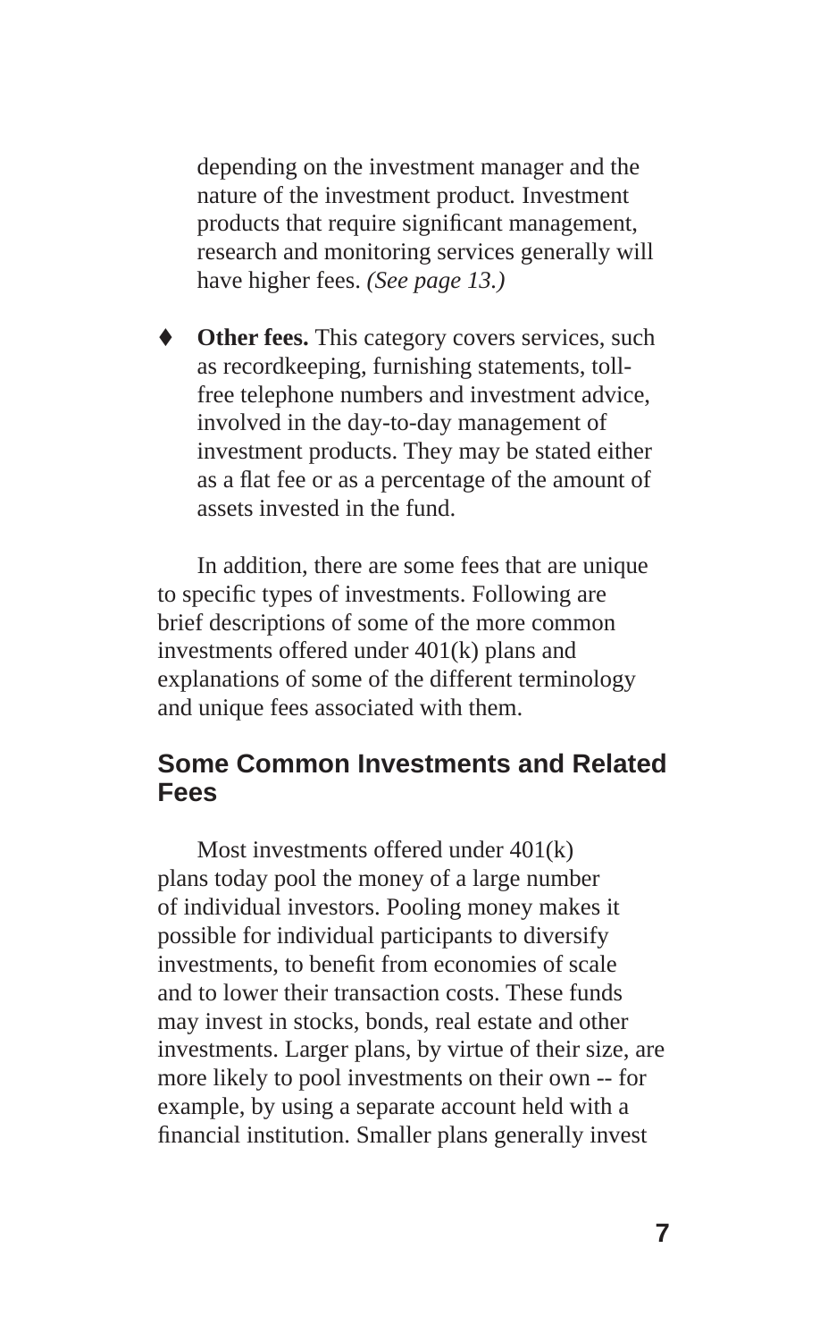depending on the investment manager and the nature of the investment product. Investment products that require significant management, research and monitoring services generally will have higher fees. *(See page 13.)*

- **Other fees.** This category covers services, such as recordkeeping, furnishing statements, toll-free telephone numbers and investment advice, involved in the day-to-day management of investment products. They may be stated either as a flat fee or as a percentage of the amount of assets invested in the fund.

In addition, there are some fees that are unique to specific types of investments. Following are brief descriptions of some of the more common investments offered under 401(k) plans and explanations of some of the different terminology and unique fees associated with them.

## Some Common Investments and Related Fees

Most investments offered under 401(k) plans today pool the money of a large number of individual investors. Pooling money makes it possible for individual participants to diversify investments, to benefit from economies of scale and to lower their transaction costs. These funds may invest in stocks, bonds, real estate and other investments. Larger plans, by virtue of their size, are more likely to pool investments on their own -- for example, by using a separate account held with a financial institution. Smaller plans generally invest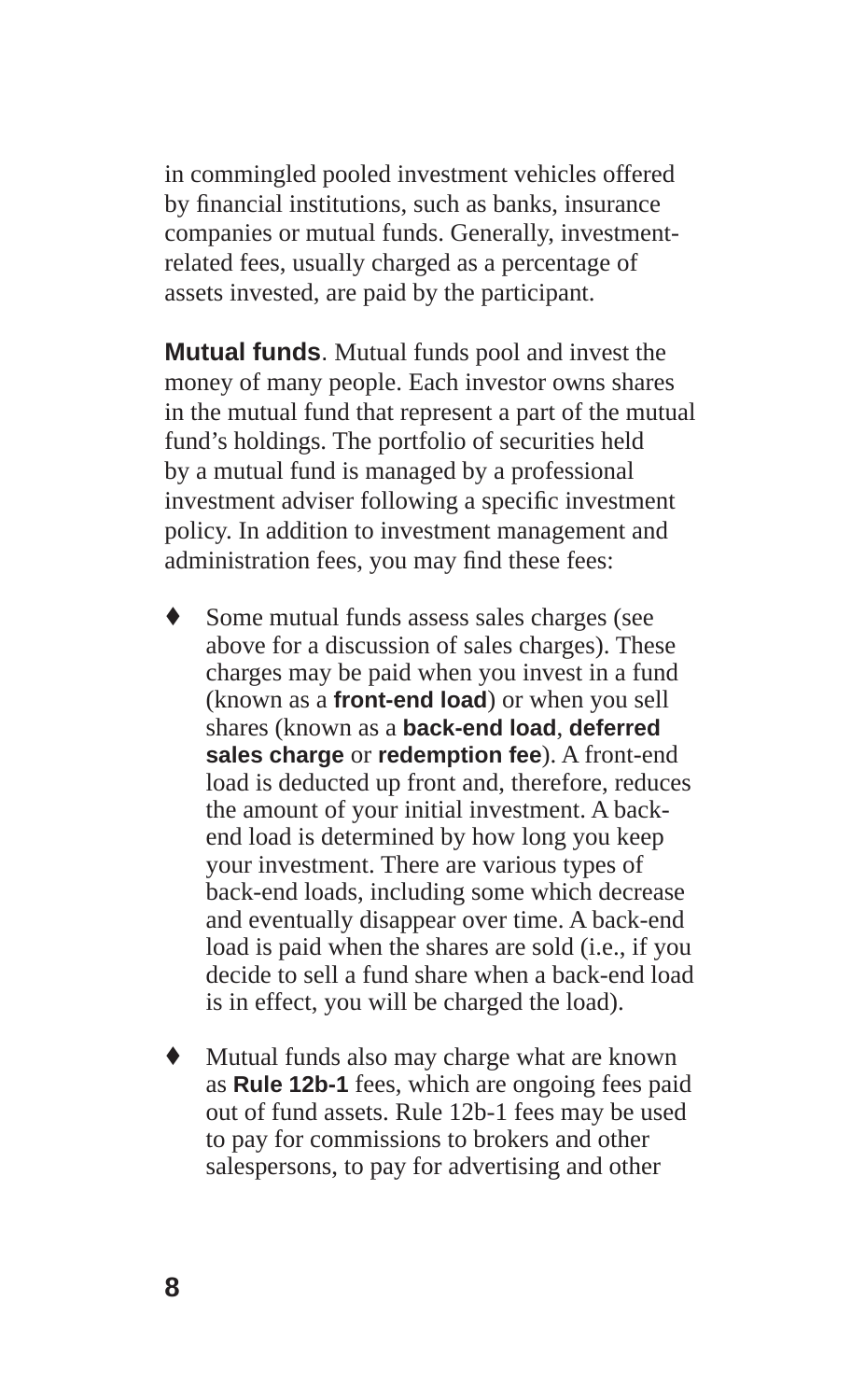in commingled pooled investment vehicles offered by financial institutions, such as banks, insurance companies or mutual funds. Generally, investment-related fees, usually charged as a percentage of assets invested, are paid by the participant.

**Mutual funds**. Mutual funds pool and invest the money of many people. Each investor owns shares in the mutual fund that represent a part of the mutual fund's holdings. The portfolio of securities held by a mutual fund is managed by a professional investment adviser following a specific investment policy. In addition to investment management and administration fees, you may find these fees:

- Some mutual funds assess sales charges (see above for a discussion of sales charges). These charges may be paid when you invest in a fund (known as a **front-end load**) or when you sell shares (known as a **back-end load**, **deferred sales charge** or **redemption fee**). A front-end load is deducted up front and, therefore, reduces the amount of your initial investment. A back-end load is determined by how long you keep your investment. There are various types of back-end loads, including some which decrease and eventually disappear over time. A back-end load is paid when the shares are sold (i.e., if you decide to sell a fund share when a back-end load is in effect, you will be charged the load).

- Mutual funds also may charge what are known as **Rule 12b-1** fees, which are ongoing fees paid out of fund assets. Rule 12b-1 fees may be used to pay for commissions to brokers and other salespersons, to pay for advertising and other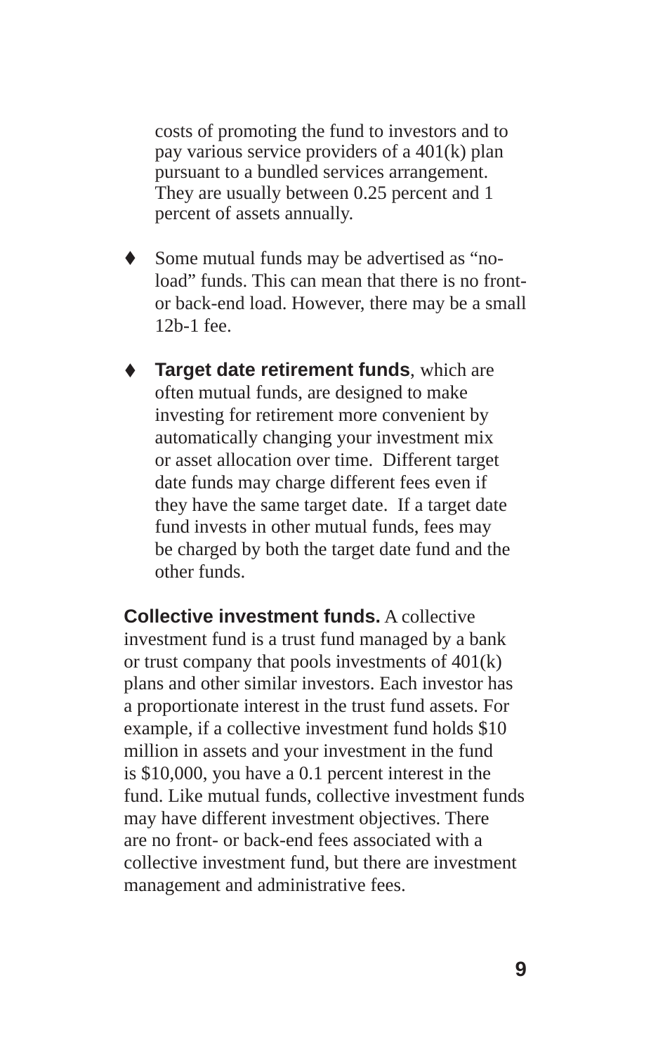costs of promoting the fund to investors and to pay various service providers of a 401(k) plan pursuant to a bundled services arrangement. They are usually between 0.25 percent and 1 percent of assets annually.

- Some mutual funds may be advertised as "no-load" funds. This can mean that there is no front- or back-end load. However, there may be a small 12b-1 fee.

- **Target date retirement funds**, which are often mutual funds, are designed to make investing for retirement more convenient by automatically changing your investment mix or asset allocation over time. Different target date funds may charge different fees even if they have the same target date. If a target date fund invests in other mutual funds, fees may be charged by both the target date fund and the other funds.

**Collective investment funds.** A collective investment fund is a trust fund managed by a bank or trust company that pools investments of 401(k) plans and other similar investors. Each investor has a proportionate interest in the trust fund assets. For example, if a collective investment fund holds $10 million in assets and your investment in the fund is $10,000, you have a 0.1 percent interest in the fund. Like mutual funds, collective investment funds may have different investment objectives. There are no front- or back-end fees associated with a collective investment fund, but there are investment management and administrative fees.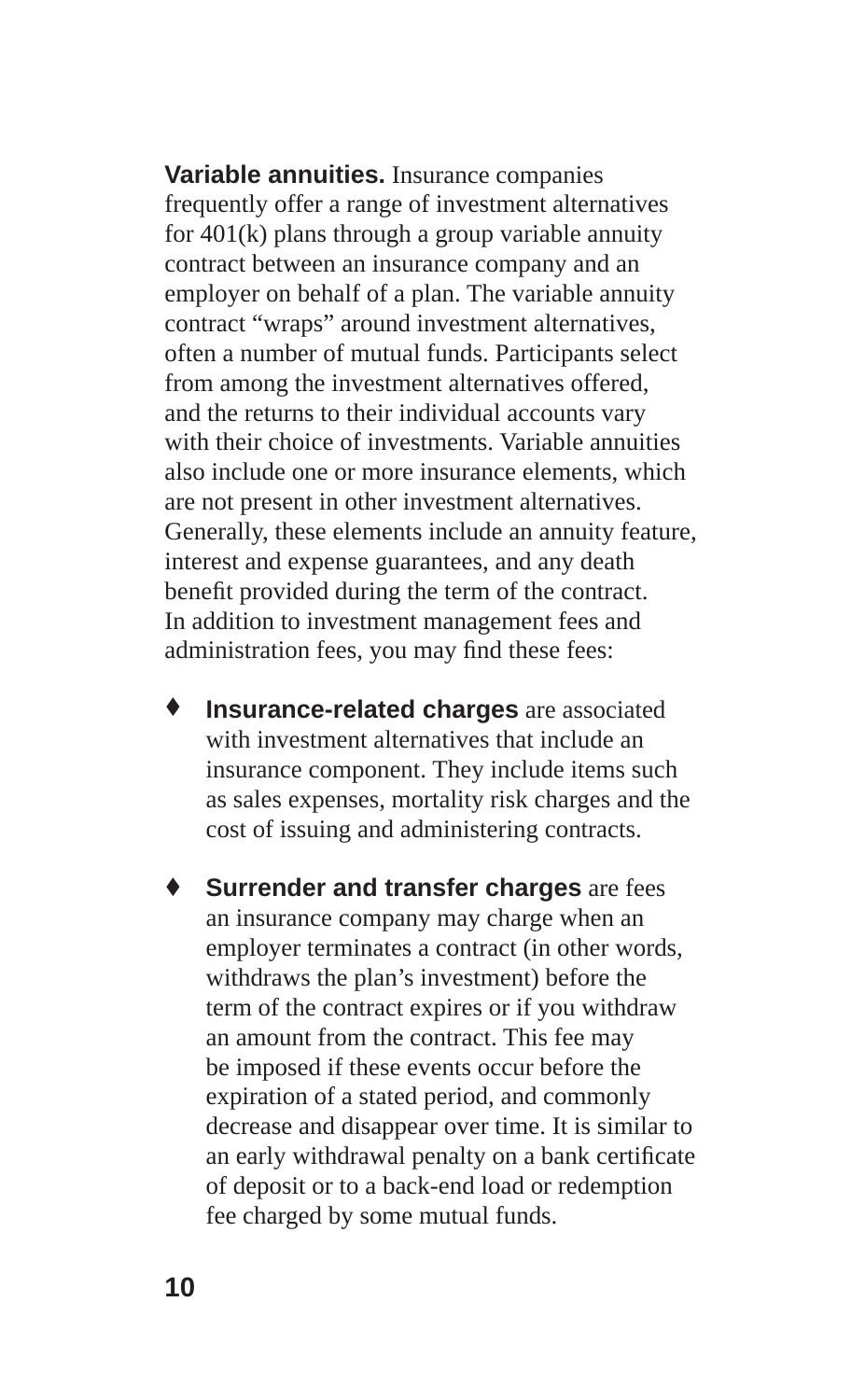**Variable annuities.** Insurance companies frequently offer a range of investment alternatives for 401(k) plans through a group variable annuity contract between an insurance company and an employer on behalf of a plan. The variable annuity contract "wraps" around investment alternatives, often a number of mutual funds. Participants select from among the investment alternatives offered, and the returns to their individual accounts vary with their choice of investments. Variable annuities also include one or more insurance elements, which are not present in other investment alternatives. Generally, these elements include an annuity feature, interest and expense guarantees, and any death benefit provided during the term of the contract. In addition to investment management fees and administration fees, you may find these fees:

- **Insurance-related charges** are associated with investment alternatives that include an insurance component. They include items such as sales expenses, mortality risk charges and the cost of issuing and administering contracts.

- **Surrender and transfer charges** are fees an insurance company may charge when an employer terminates a contract (in other words, withdraws the plan's investment) before the term of the contract expires or if you withdraw an amount from the contract. This fee may be imposed if these events occur before the expiration of a stated period, and commonly decrease and disappear over time. It is similar to an early withdrawal penalty on a bank certificate of deposit or to a back-end load or redemption fee charged by some mutual funds.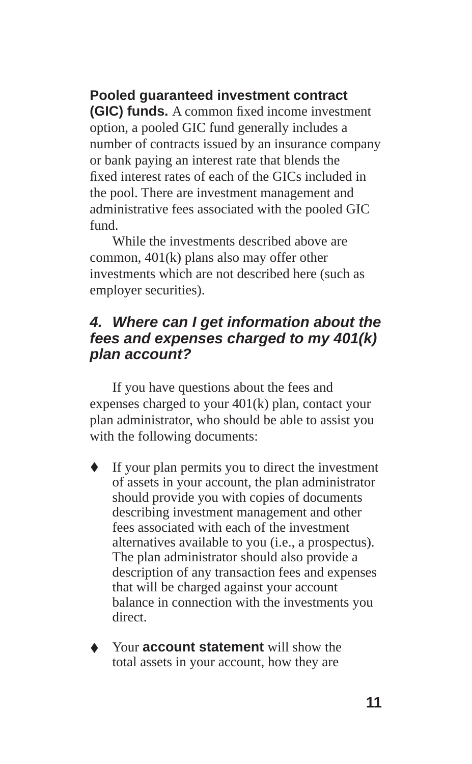**Pooled guaranteed investment contract (GIC) funds.** A common fixed income investment option, a pooled GIC fund generally includes a number of contracts issued by an insurance company or bank paying an interest rate that blends the fixed interest rates of each of the GICs included in the pool. There are investment management and administrative fees associated with the pooled GIC fund.

While the investments described above are common, 401(k) plans also may offer other investments which are not described here (such as employer securities).

### *4. Where can I get information about the fees and expenses charged to my 401(k) plan account?*

If you have questions about the fees and expenses charged to your 401(k) plan, contact your plan administrator, who should be able to assist you with the following documents:

- If your plan permits you to direct the investment of assets in your account, the plan administrator should provide you with copies of documents describing investment management and other fees associated with each of the investment alternatives available to you (i.e., a prospectus). The plan administrator should also provide a description of any transaction fees and expenses that will be charged against your account balance in connection with the investments you direct.
- Your **account statement** will show the total assets in your account, how they are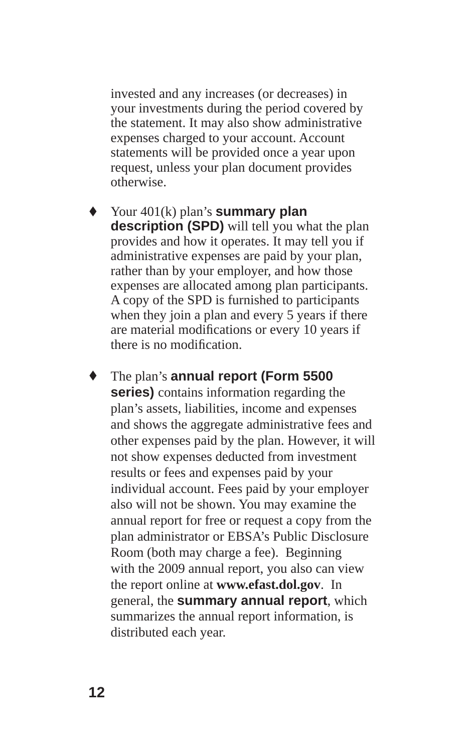invested and any increases (or decreases) in your investments during the period covered by the statement. It may also show administrative expenses charged to your account. Account statements will be provided once a year upon request, unless your plan document provides otherwise.

- Your 401(k) plan's **summary plan description (SPD)** will tell you what the plan provides and how it operates. It may tell you if administrative expenses are paid by your plan, rather than by your employer, and how those expenses are allocated among plan participants. A copy of the SPD is furnished to participants when they join a plan and every 5 years if there are material modifications or every 10 years if there is no modification.

- The plan's **annual report (Form 5500 series)** contains information regarding the plan's assets, liabilities, income and expenses and shows the aggregate administrative fees and other expenses paid by the plan. However, it will not show expenses deducted from investment results or fees and expenses paid by your individual account. Fees paid by your employer also will not be shown. You may examine the annual report for free or request a copy from the plan administrator or EBSA's Public Disclosure Room (both may charge a fee). Beginning with the 2009 annual report, you also can view the report online at **www.efast.dol.gov**. In general, the **summary annual report**, which summarizes the annual report information, is distributed each year.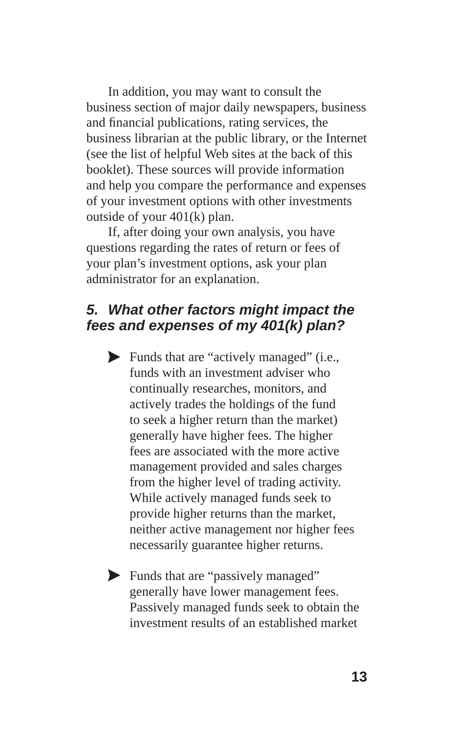In addition, you may want to consult the business section of major daily newspapers, business and financial publications, rating services, the business librarian at the public library, or the Internet (see the list of helpful Web sites at the back of this booklet). These sources will provide information and help you compare the performance and expenses of your investment options with other investments outside of your 401(k) plan.

If, after doing your own analysis, you have questions regarding the rates of return or fees of your plan's investment options, ask your plan administrator for an explanation.

### 5. What other factors might impact the fees and expenses of my 401(k) plan?

- Funds that are "actively managed" (i.e., funds with an investment adviser who continually researches, monitors, and actively trades the holdings of the fund to seek a higher return than the market) generally have higher fees. The higher fees are associated with the more active management provided and sales charges from the higher level of trading activity. While actively managed funds seek to provide higher returns than the market, neither active management nor higher fees necessarily guarantee higher returns.

- Funds that are "passively managed" generally have lower management fees. Passively managed funds seek to obtain the investment results of an established market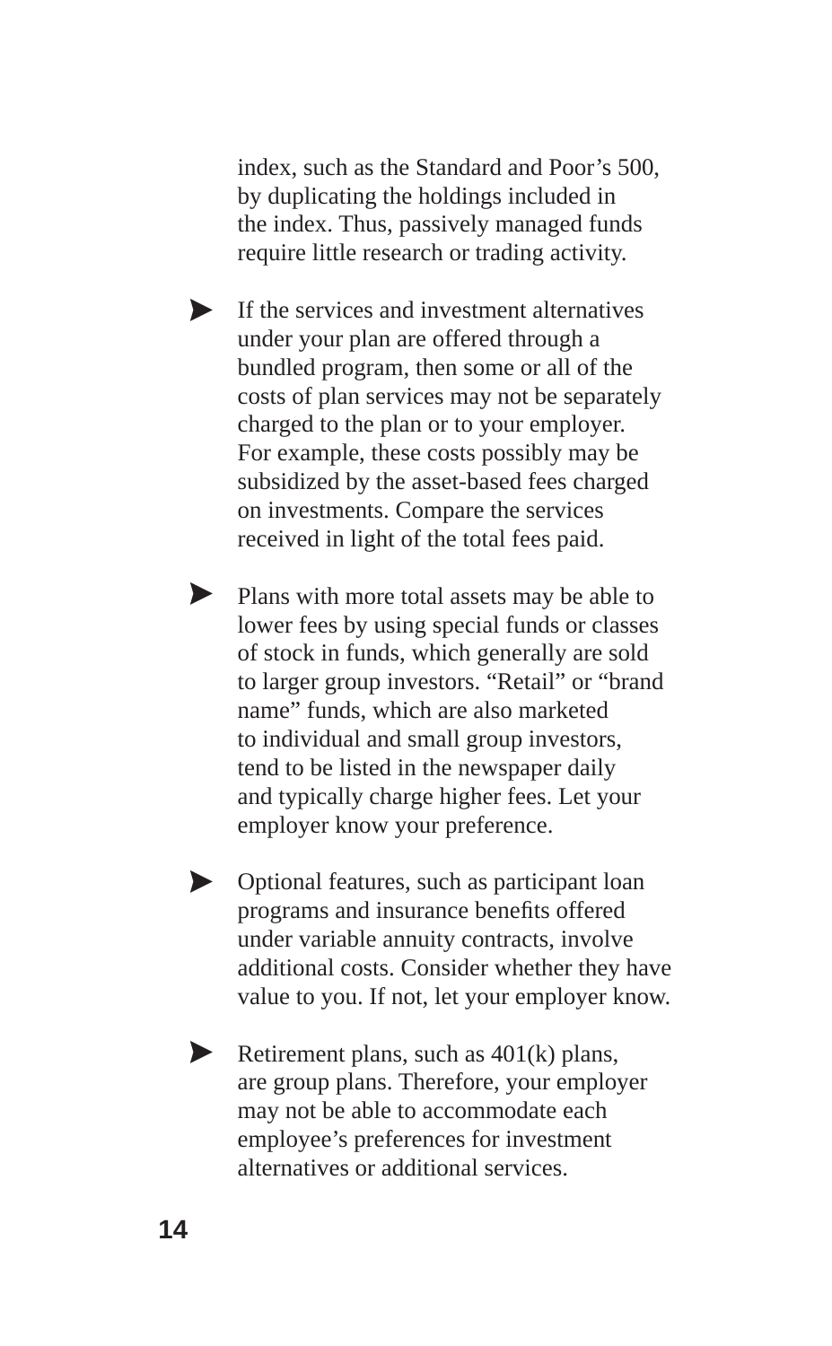index, such as the Standard and Poor's 500, by duplicating the holdings included in the index. Thus, passively managed funds require little research or trading activity.

- If the services and investment alternatives under your plan are offered through a bundled program, then some or all of the costs of plan services may not be separately charged to the plan or to your employer. For example, these costs possibly may be subsidized by the asset-based fees charged on investments. Compare the services received in light of the total fees paid.

- Plans with more total assets may be able to lower fees by using special funds or classes of stock in funds, which generally are sold to larger group investors. "Retail" or "brand name" funds, which are also marketed to individual and small group investors, tend to be listed in the newspaper daily and typically charge higher fees. Let your employer know your preference.

- Optional features, such as participant loan programs and insurance benefits offered under variable annuity contracts, involve additional costs. Consider whether they have value to you. If not, let your employer know.

- Retirement plans, such as 401(k) plans, are group plans. Therefore, your employer may not be able to accommodate each employee's preferences for investment alternatives or additional services.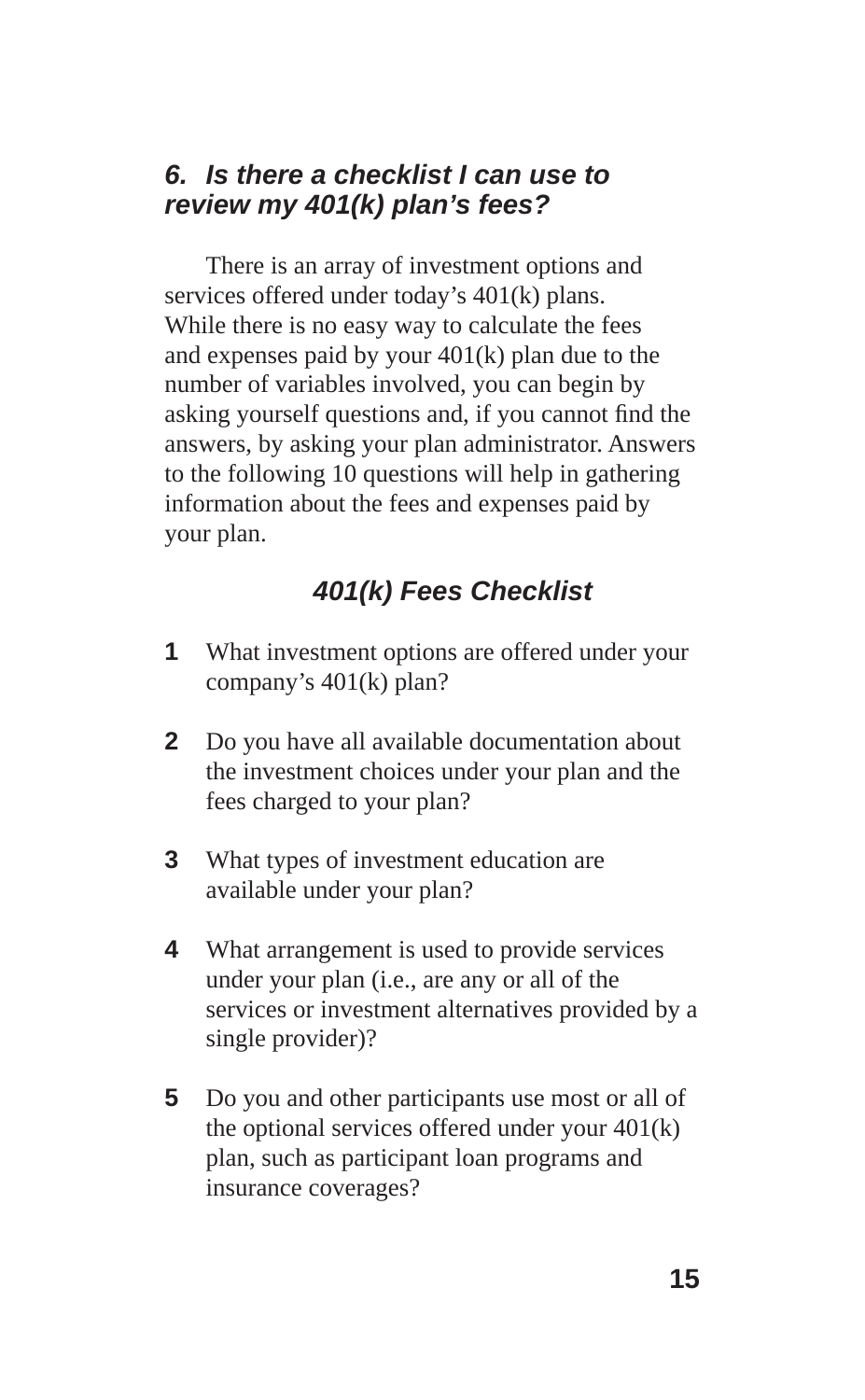### *6. Is there a checklist I can use to review my 401(k) plan's fees?*

There is an array of investment options and services offered under today's 401(k) plans. While there is no easy way to calculate the fees and expenses paid by your 401(k) plan due to the number of variables involved, you can begin by asking yourself questions and, if you cannot find the answers, by asking your plan administrator. Answers to the following 10 questions will help in gathering information about the fees and expenses paid by your plan.

#### *401(k) Fees Checklist*

1. What investment options are offered under your company's 401(k) plan?

2. Do you have all available documentation about the investment choices under your plan and the fees charged to your plan?

3. What types of investment education are available under your plan?

4. What arrangement is used to provide services under your plan (i.e., are any or all of the services or investment alternatives provided by a single provider)?

5. Do you and other participants use most or all of the optional services offered under your 401(k) plan, such as participant loan programs and insurance coverages?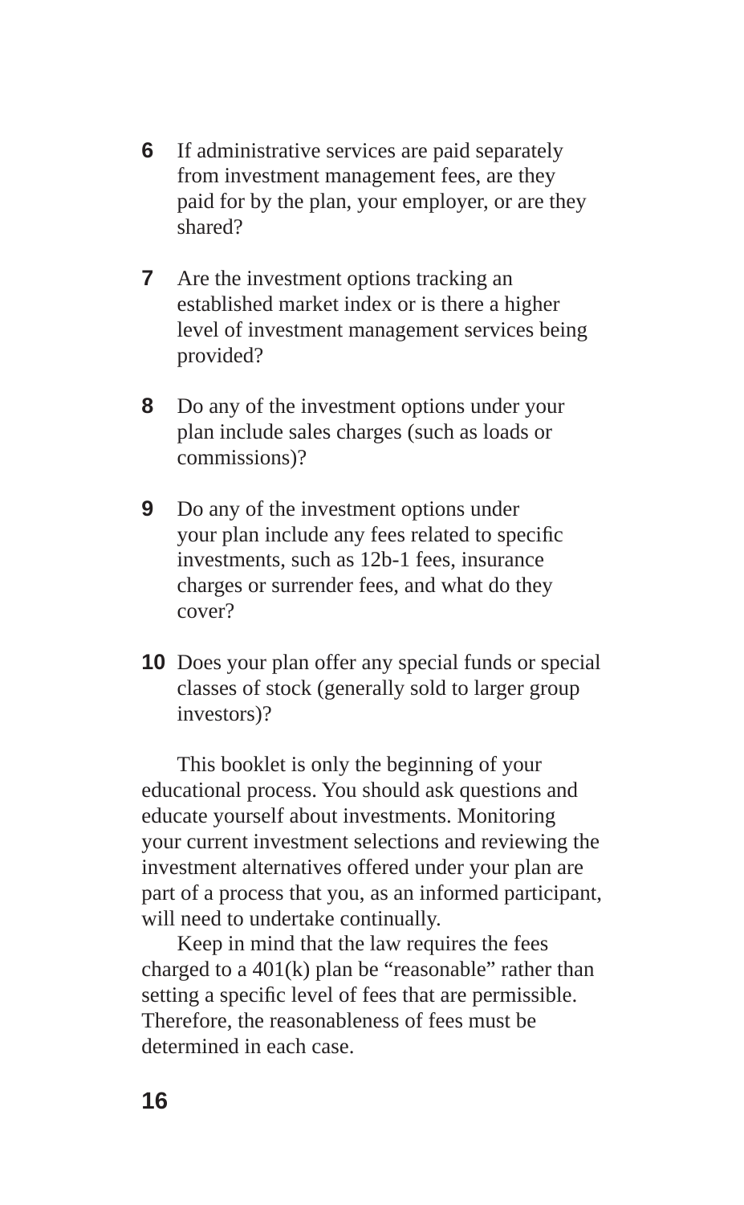6. If administrative services are paid separately from investment management fees, are they paid for by the plan, your employer, or are they shared?

7. Are the investment options tracking an established market index or is there a higher level of investment management services being provided?

8. Do any of the investment options under your plan include sales charges (such as loads or commissions)?

9. Do any of the investment options under your plan include any fees related to specific investments, such as 12b-1 fees, insurance charges or surrender fees, and what do they cover?

10. Does your plan offer any special funds or special classes of stock (generally sold to larger group investors)?

This booklet is only the beginning of your educational process. You should ask questions and educate yourself about investments. Monitoring your current investment selections and reviewing the investment alternatives offered under your plan are part of a process that you, as an informed participant, will need to undertake continually.

Keep in mind that the law requires the fees charged to a 401(k) plan be "reasonable" rather than setting a specific level of fees that are permissible. Therefore, the reasonableness of fees must be determined in each case.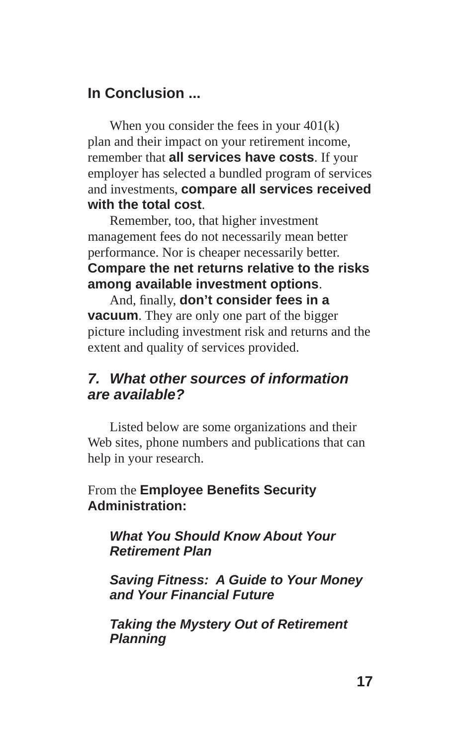## In Conclusion ...

When you consider the fees in your 401(k) plan and their impact on your retirement income, remember that **all services have costs**. If your employer has selected a bundled program of services and investments, **compare all services received with the total cost**.

Remember, too, that higher investment management fees do not necessarily mean better performance. Nor is cheaper necessarily better. **Compare the net returns relative to the risks among available investment options**.

And, finally, **don't consider fees in a vacuum**. They are only one part of the bigger picture including investment risk and returns and the extent and quality of services provided.

## *7. What other sources of information are available?*

Listed below are some organizations and their Web sites, phone numbers and publications that can help in your research.

From the **Employee Benefits Security Administration:**

***What You Should Know About Your Retirement Plan***

***Saving Fitness: A Guide to Your Money and Your Financial Future***

***Taking the Mystery Out of Retirement Planning***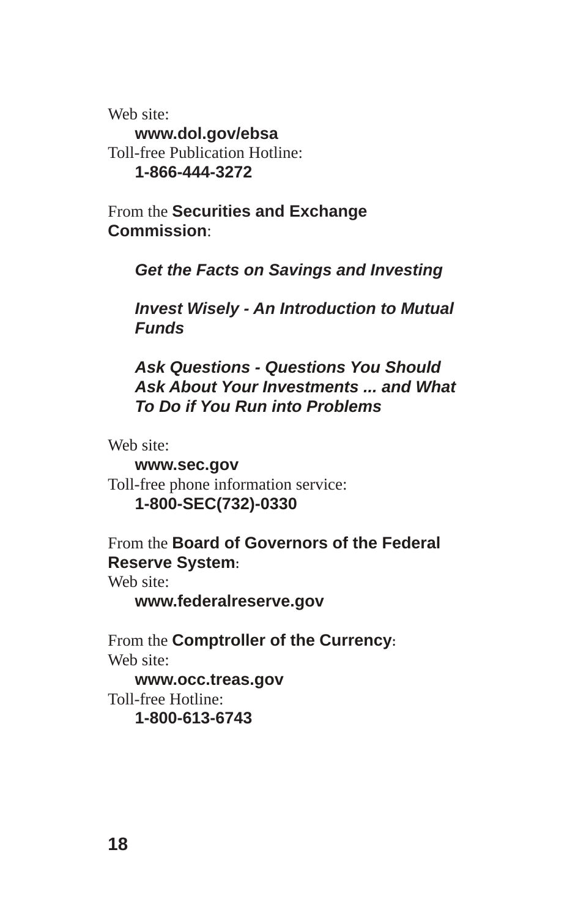Web site:
**www.dol.gov/ebsa**
Toll-free Publication Hotline:
**1-866-444-3272**

From the **Securities and Exchange Commission**:

***Get the Facts on Savings and Investing***

***Invest Wisely - An Introduction to Mutual Funds***

***Ask Questions - Questions You Should Ask About Your Investments ... and What To Do if You Run into Problems***

Web site:
**www.sec.gov**
Toll-free phone information service:
**1-800-SEC(732)-0330**

From the **Board of Governors of the Federal Reserve System**:
Web site:
**www.federalreserve.gov**

From the **Comptroller of the Currency**:
Web site:
**www.occ.treas.gov**
Toll-free Hotline:
**1-800-613-6743**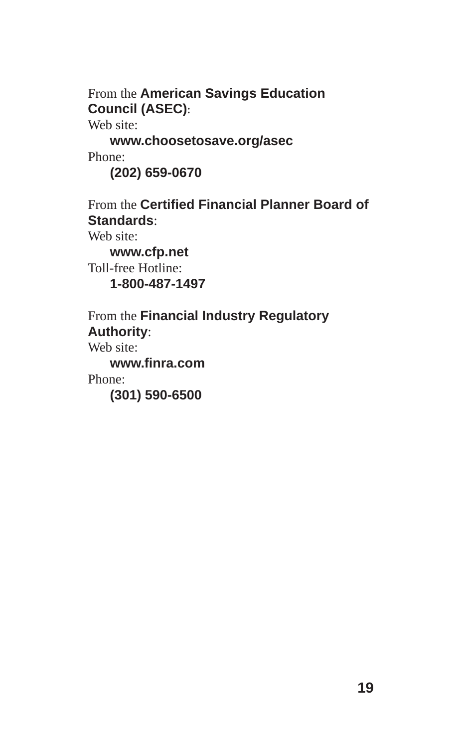From the **American Savings Education Council (ASEC)**:

Web site:

**www.choosetosave.org/asec**

Phone:

**(202) 659-0670**

From the **Certified Financial Planner Board of Standards**:

Web site:

**www.cfp.net**

Toll-free Hotline:

**1-800-487-1497**

From the **Financial Industry Regulatory Authority**:

Web site:

**www.finra.com**

Phone:

**(301) 590-6500**